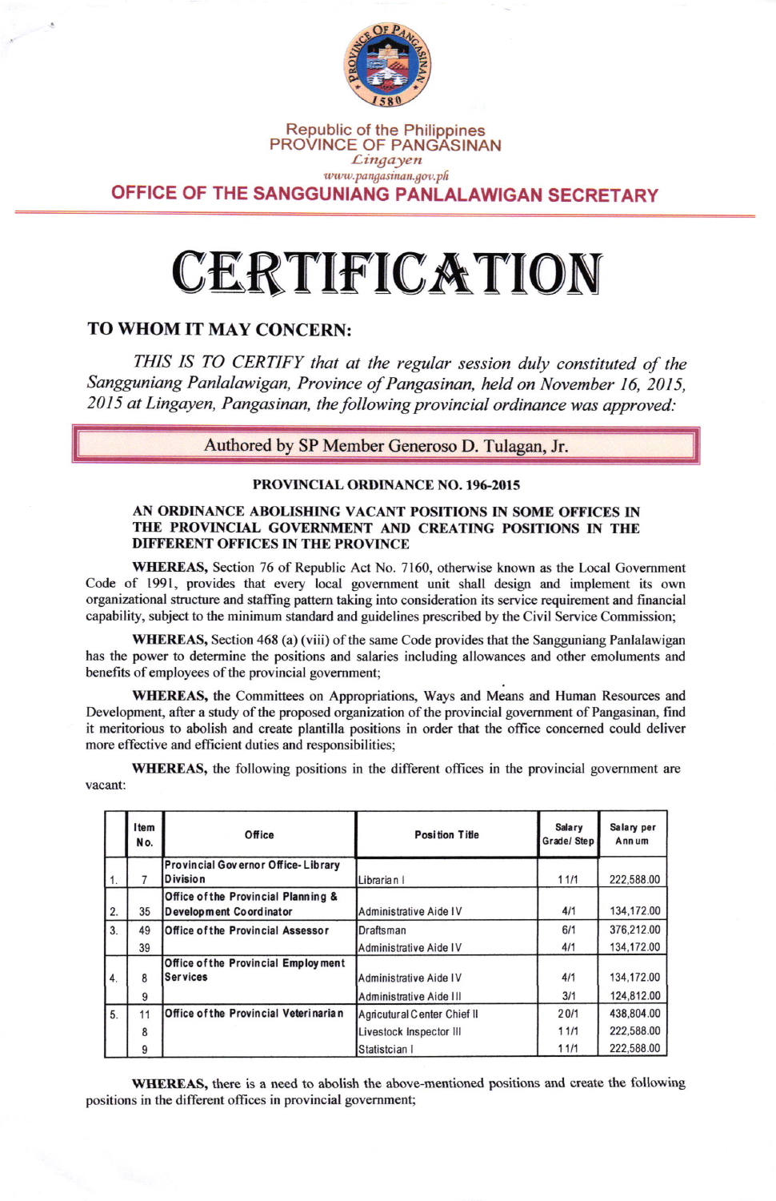Republic of the Philippines
PROVINCE OF PANGASINAN
*Lingayen*
*www.pangasinan.gov.ph*

**OFFICE OF THE SANGGUNIANG PANLALAWIGAN SECRETARY**

# CERTIFICATION

**TO WHOM IT MAY CONCERN:**

*THIS IS TO CERTIFY that at the regular session duly constituted of the Sangguniang Panlalawigan, Province of Pangasinan, held on November 16, 2015, 2015 at Lingayen, Pangasinan, the following provincial ordinance was approved:*

Authored by SP Member Generoso D. Tulagan, Jr.

**PROVINCIAL ORDINANCE NO. 196-2015**

**AN ORDINANCE ABOLISHING VACANT POSITIONS IN SOME OFFICES IN THE PROVINCIAL GOVERNMENT AND CREATING POSITIONS IN THE DIFFERENT OFFICES IN THE PROVINCE**

**WHEREAS,** Section 76 of Republic Act No. 7160, otherwise known as the Local Government Code of 1991, provides that every local government unit shall design and implement its own organizational structure and staffing pattern taking into consideration its service requirement and financial capability, subject to the minimum standard and guidelines prescribed by the Civil Service Commission;

**WHEREAS,** Section 468 (a) (viii) of the same Code provides that the Sangguniang Panlalawigan has the power to determine the positions and salaries including allowances and other emoluments and benefits of employees of the provincial government;

**WHEREAS,** the Committees on Appropriations, Ways and Means and Human Resources and Development, after a study of the proposed organization of the provincial government of Pangasinan, find it meritorious to abolish and create plantilla positions in order that the office concerned could deliver more effective and efficient duties and responsibilities;

**WHEREAS,** the following positions in the different offices in the provincial government are vacant:

| | Item No. | Office | Position Title | Salary Grade/ Step | Salary per Annum |
|---|---|---|---|---|---|
| 1. | 7 | Provincial Governor Office- Library Division | Librarian I | 11/1 | 222,588.00 |
| 2. | 35 | Office of the Provincial Planning & Development Coordinator | Administrative Aide IV | 4/1 | 134,172.00 |
| 3. | 49 | Office of the Provincial Assessor | Draftsman | 6/1 | 376,212.00 |
| | 39 | | Administrative Aide IV | 4/1 | 134,172.00 |
| 4. | 8 | Office of the Provincial Employment Services | Administrative Aide IV | 4/1 | 134,172.00 |
| | 9 | | Administrative Aide III | 3/1 | 124,812.00 |
| 5. | 11 | Office of the Provincial Veterinarian | Agricutural Center Chief II | 20/1 | 438,804.00 |
| | 8 | | Livestock Inspector III | 11/1 | 222,588.00 |
| | 9 | | Statistcian I | 11/1 | 222,588.00 |

**WHEREAS,** there is a need to abolish the above-mentioned positions and create the following positions in the different offices in provincial government;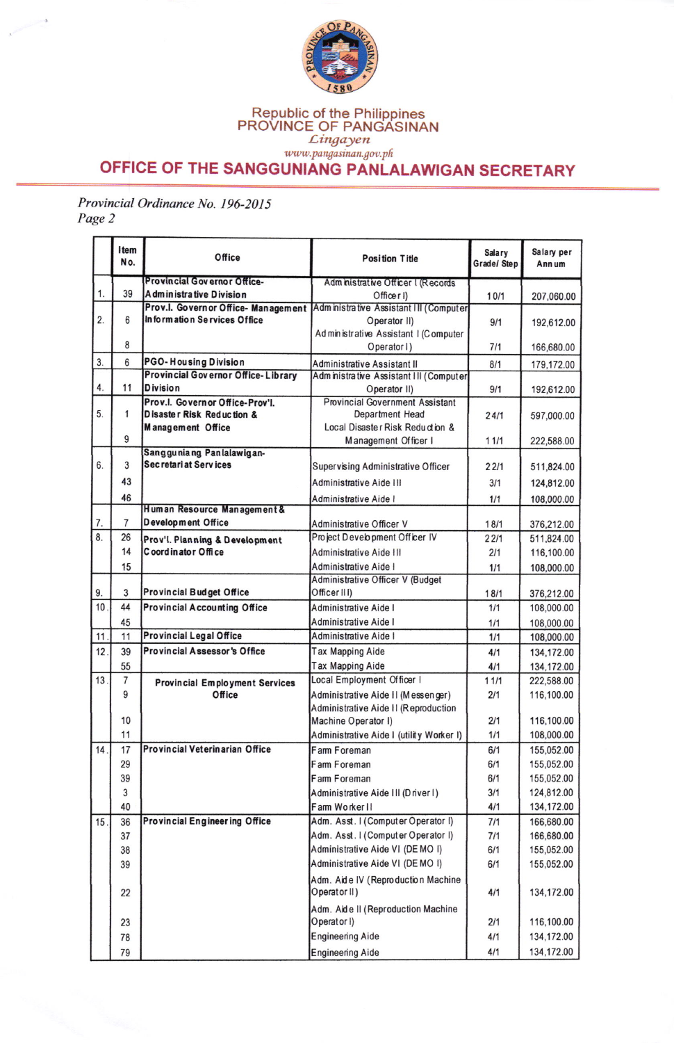Republic of the Philippines
PROVINCE OF PANGASINAN
*Lingayen*
*www.pangasinan.gov.ph*

## OFFICE OF THE SANGGUNIANG PANLALAWIGAN SECRETARY

*Provincial Ordinance No. 196-2015*
*Page 2*

| | Item No. | Office | Position Title | Salary Grade/ Step | Salary per Annum |
|---|---|---|---|---|---|
| 1. | 39 | Provincial Governor Office-Administrative Division | Administrative Officer I (Records Officer I) | 10/1 | 207,060.00 |
| 2. | 6 | Prov.l. Governor Office- Management Information Services Office | Administrative Assistant III (Computer Operator II) | 9/1 | 192,612.00 |
| | 8 | | Administrative Assistant I (Computer Operator I) | 7/1 | 166,680.00 |
| 3. | 6 | PGO- Housing Division | Administrative Assistant II | 8/1 | 179,172.00 |
| 4. | 11 | Provincial Governor Office- Library Division | Administrative Assistant III (Computer Operator II) | 9/1 | 192,612.00 |
| 5. | 1 | Prov.l. Governor Office-Prov'l. Disaster Risk Reduction & Management Office | Provincial Government Assistant Department Head | 24/1 | 597,000.00 |
| | 9 | | Local Disaster Risk Reduction & Management Officer I | 11/1 | 222,588.00 |
| 6. | 3 | Sangguniang Panlalawigan-Secretariat Services | Supervising Administrative Officer | 22/1 | 511,824.00 |
| | 43 | | Administrative Aide III | 3/1 | 124,812.00 |
| | 46 | | Administrative Aide I | 1/1 | 108,000.00 |
| 7. | 7 | Human Resource Management & Development Office | Administrative Officer V | 18/1 | 376,212.00 |
| 8. | 26 | Prov'l. Planning & Development Coordinator Office | Project Development Officer IV | 22/1 | 511,824.00 |
| | 14 | | Administrative Aide III | 2/1 | 116,100.00 |
| | 15 | | Administrative Aide I | 1/1 | 108,000.00 |
| 9. | 3 | Provincial Budget Office | Administrative Officer V (Budget Officer III) | 18/1 | 376,212.00 |
| 10. | 44 | Provincial Accounting Office | Administrative Aide I | 1/1 | 108,000.00 |
| | 45 | | Administrative Aide I | 1/1 | 108,000.00 |
| 11. | 11 | Provincial Legal Office | Administrative Aide I | 1/1 | 108,000.00 |
| 12. | 39 | Provincial Assessor's Office | Tax Mapping Aide | 4/1 | 134,172.00 |
| | 55 | | Tax Mapping Aide | 4/1 | 134,172.00 |
| 13. | 7 | Provincial Employment Services Office | Local Employment Officer I | 11/1 | 222,588.00 |
| | 9 | | Administrative Aide II (Messenger) | 2/1 | 116,100.00 |
| | 10 | | Administrative Aide II (Reproduction Machine Operator I) | 2/1 | 116,100.00 |
| | 11 | | Administrative Aide I (utility Worker I) | 1/1 | 108,000.00 |
| 14. | 17 | Provincial Veterinarian Office | Farm Foreman | 6/1 | 155,052.00 |
| | 29 | | Farm Foreman | 6/1 | 155,052.00 |
| | 39 | | Farm Foreman | 6/1 | 155,052.00 |
| | 3 | | Administrative Aide III (Driver I) | 3/1 | 124,812.00 |
| | 40 | | Farm Worker II | 4/1 | 134,172.00 |
| 15. | 36 | Provincial Engineering Office | Adm. Asst. I (Computer Operator I) | 7/1 | 166,680.00 |
| | 37 | | Adm. Asst. I (Computer Operator I) | 7/1 | 166,680.00 |
| | 38 | | Administrative Aide VI (DEMO I) | 6/1 | 155,052.00 |
| | 39 | | Administrative Aide VI (DEMO I) | 6/1 | 155,052.00 |
| | 22 | | Adm. Aide IV (Reproduction Machine Operator II) | 4/1 | 134,172.00 |
| | 23 | | Adm. Aide II (Reproduction Machine Operator I) | 2/1 | 116,100.00 |
| | 78 | | Engineering Aide | 4/1 | 134,172.00 |
| | 79 | | Engineering Aide | 4/1 | 134,172.00 |